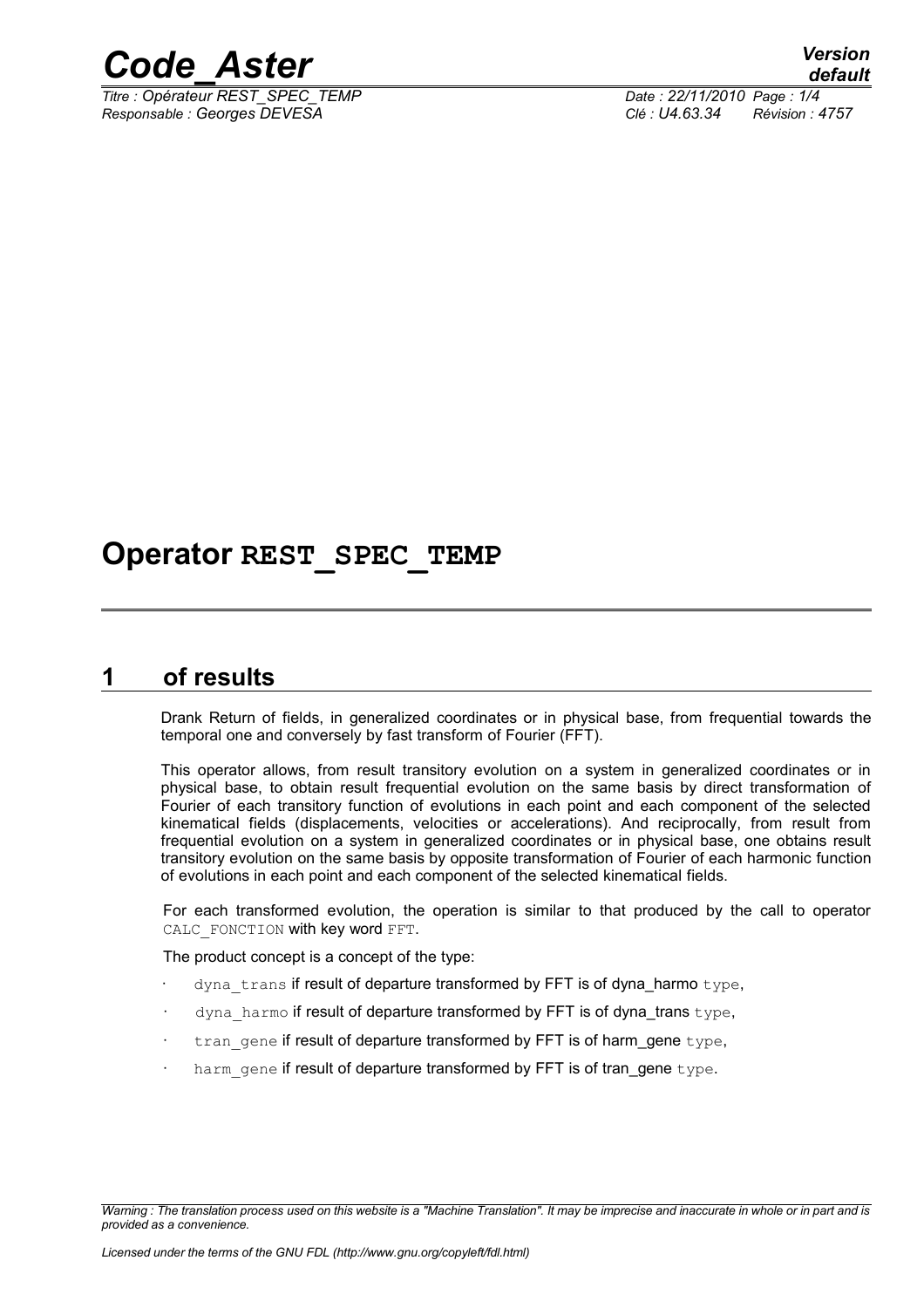# Operator REST_SPEC_TEMP

## 1 of results

Drank Return of fields, in generalized coordinates or in physical base, from frequential towards the temporal one and conversely by fast transform of Fourier (FFT).

This operator allows, from result transitory evolution on a system in generalized coordinates or in physical base, to obtain result frequential evolution on the same basis by direct transformation of Fourier of each transitory function of evolutions in each point and each component of the selected kinematical fields (displacements, velocities or accelerations). And reciprocally, from result from frequential evolution on a system in generalized coordinates or in physical base, one obtains result transitory evolution on the same basis by opposite transformation of Fourier of each harmonic function of evolutions in each point and each component of the selected kinematical fields.

For each transformed evolution, the operation is similar to that produced by the call to operator `CALC_FONCTION` with key word `FFT`.

The product concept is a concept of the type:

- `dyna_trans` if result of departure transformed by FFT is of dyna_harmo `type`,
- `dyna_harmo` if result of departure transformed by FFT is of dyna_trans `type`,
- `tran_gene` if result of departure transformed by FFT is of harm_gene `type`,
- `harm_gene` if result of departure transformed by FFT is of tran_gene `type`.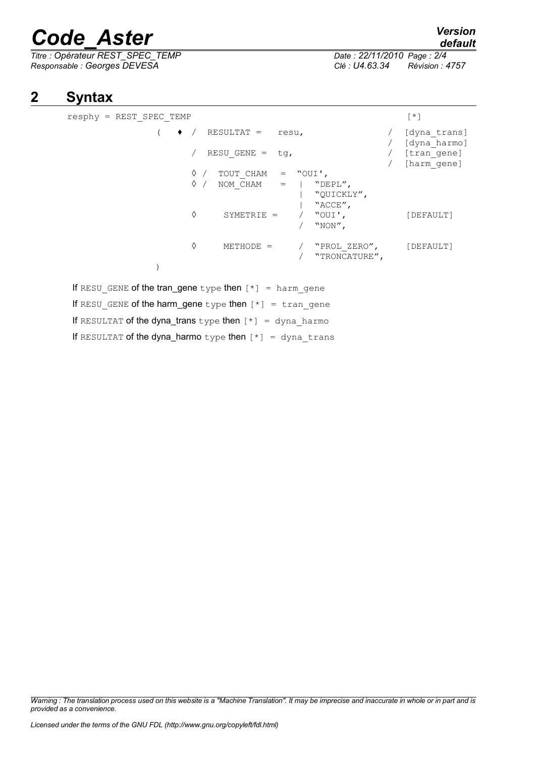# 2 Syntax

```
resphy = REST_SPEC_TEMP                                          [*]

          (   ♦  /  RESULTAT =    resu,                      /  [dyna_trans]
                                                             /  [dyna_harmo]
                 /  RESU_GENE =  tg,                         /  [tran_gene]
                                                             /  [harm_gene]
              ◊  /  TOUT_CHAM   =  "OUI',
              ◊  /  NOM_CHAM    =  |  "DEPL",
                                   |  "QUICKLY",
                                   |  "ACCE",
              ◊     SYMETRIE =     /  "OUI',                     [DEFAULT]
                                   /  "NON",

              ◊     METHODE =      /  "PROL_ZERO",               [DEFAULT]
                                   /  "TRONCATURE",
          )
```

If RESU_GENE of the tran_gene type then [*] = harm_gene

If RESU_GENE of the harm_gene type then [*] = tran_gene

If RESULTAT of the dyna_trans type then [*] = dyna_harmo

If RESULTAT of the dyna_harmo type then [*] = dyna_trans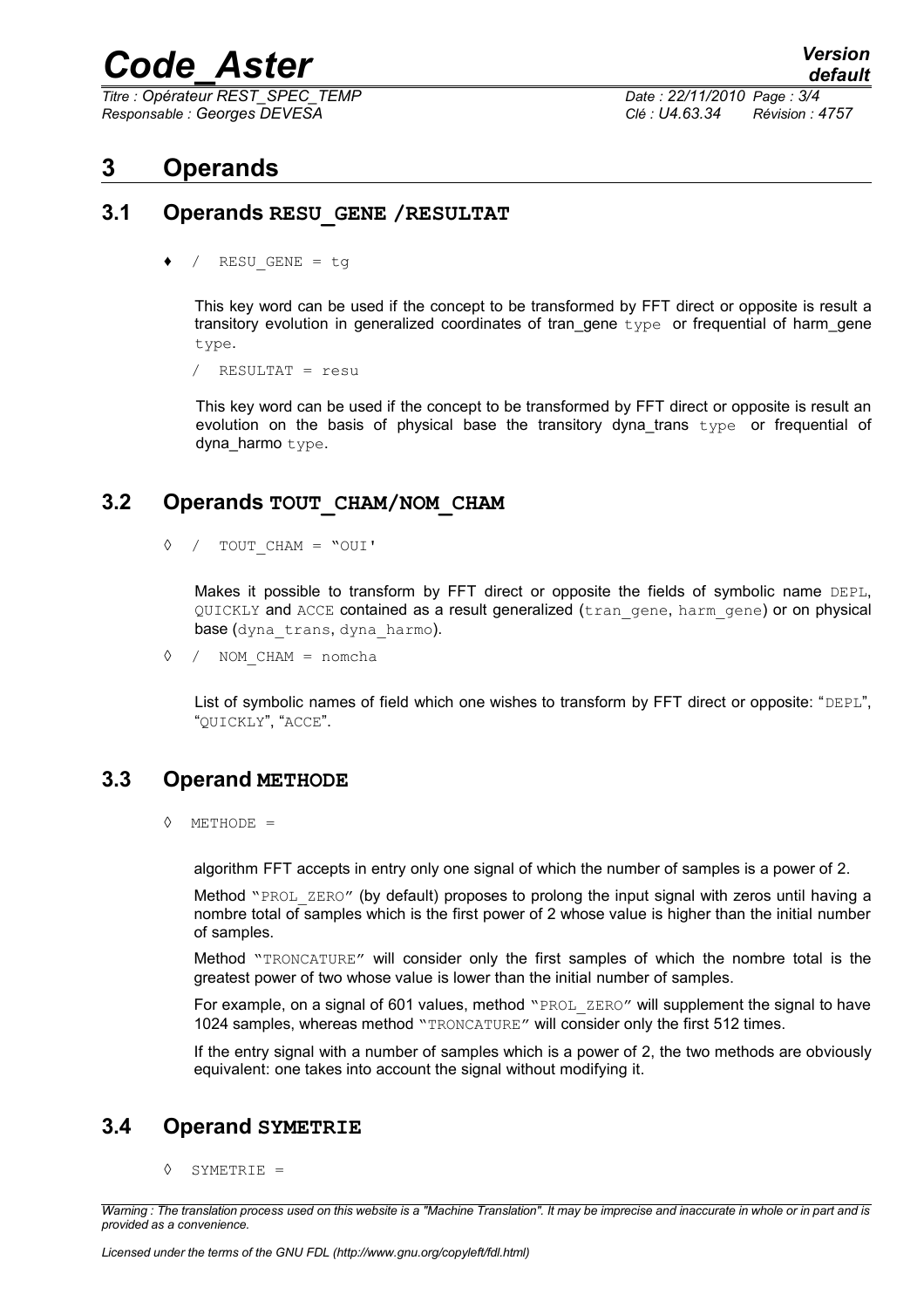# 3 Operands

## 3.1 Operands RESU_GENE /RESULTAT

♦ / RESU_GENE = tg

This key word can be used if the concept to be transformed by FFT direct or opposite is result a transitory evolution in generalized coordinates of tran_gene type or frequential of harm_gene type.

/ RESULTAT = resu

This key word can be used if the concept to be transformed by FFT direct or opposite is result an evolution on the basis of physical base the transitory dyna_trans type or frequential of dyna_harmo type.

## 3.2 Operands TOUT_CHAM/NOM_CHAM

◊ / TOUT_CHAM = "OUI'

Makes it possible to transform by FFT direct or opposite the fields of symbolic name DEPL, QUICKLY and ACCE contained as a result generalized (tran_gene, harm_gene) or on physical base (dyna_trans, dyna_harmo).

◊ / NOM_CHAM = nomcha

List of symbolic names of field which one wishes to transform by FFT direct or opposite: "DEPL", "QUICKLY", "ACCE".

## 3.3 Operand METHODE

◊ METHODE =

algorithm FFT accepts in entry only one signal of which the number of samples is a power of 2.

Method "PROL_ZERO" (by default) proposes to prolong the input signal with zeros until having a nombre total of samples which is the first power of 2 whose value is higher than the initial number of samples.

Method "TRONCATURE" will consider only the first samples of which the nombre total is the greatest power of two whose value is lower than the initial number of samples.

For example, on a signal of 601 values, method "PROL_ZERO" will supplement the signal to have 1024 samples, whereas method "TRONCATURE" will consider only the first 512 times.

If the entry signal with a number of samples which is a power of 2, the two methods are obviously equivalent: one takes into account the signal without modifying it.

## 3.4 Operand SYMETRIE

◊ SYMETRIE =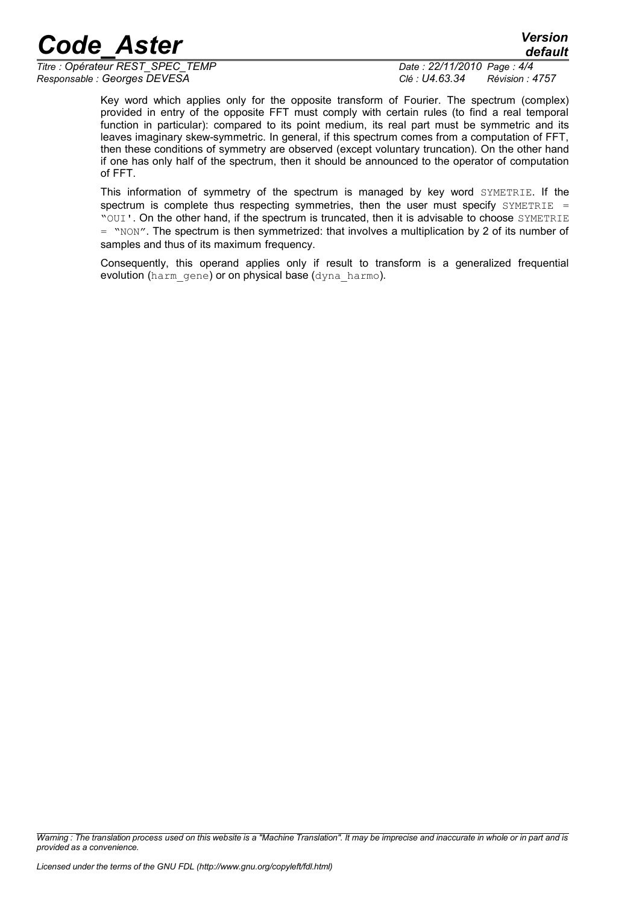Key word which applies only for the opposite transform of Fourier. The spectrum (complex) provided in entry of the opposite FFT must comply with certain rules (to find a real temporal function in particular): compared to its point medium, its real part must be symmetric and its leaves imaginary skew-symmetric. In general, if this spectrum comes from a computation of FFT, then these conditions of symmetry are observed (except voluntary truncation). On the other hand if one has only half of the spectrum, then it should be announced to the operator of computation of FFT.

This information of symmetry of the spectrum is managed by key word SYMETRIE. If the spectrum is complete thus respecting symmetries, then the user must specify SYMETRIE = "OUI'. On the other hand, if the spectrum is truncated, then it is advisable to choose SYMETRIE = "NON". The spectrum is then symmetrized: that involves a multiplication by 2 of its number of samples and thus of its maximum frequency.

Consequently, this operand applies only if result to transform is a generalized frequential evolution (harm_gene) or on physical base (dyna_harmo).